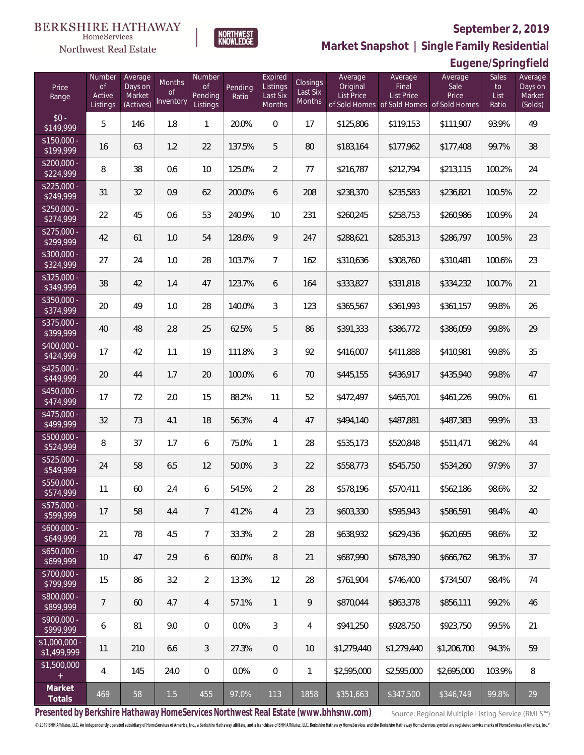BERKSHIRE HATHAWAY HomeServices Northwest Real Estate | NORTHWEST KNOWLEDGE

**September 2, 2019**

## Market Snapshot | Single Family Residential

## Eugene/Springfield

| Price Range | Number of Active Listings | Average Days on Market (Actives) | Months of Inventory | Number of Pending Listings | Pending Ratio | Expired Listings Last Six Months | Closings Last Six Months | Average Original List Price of Sold Homes | Average Final List Price of Sold Homes | Average Sale Price of Sold Homes | Sales to List Ratio | Average Days on Market (Solds) |
|---|---|---|---|---|---|---|---|---|---|---|---|---|
| $0 - $149,999 | 5 | 146 | 1.8 | 1 | 20.0% | 0 | 17 | $125,806 | $119,153 | $111,907 | 93.9% | 49 |
| $150,000 - $199,999 | 16 | 63 | 1.2 | 22 | 137.5% | 5 | 80 | $183,164 | $177,962 | $177,408 | 99.7% | 38 |
| $200,000 - $224,999 | 8 | 38 | 0.6 | 10 | 125.0% | 2 | 77 | $216,787 | $212,794 | $213,115 | 100.2% | 24 |
| $225,000 - $249,999 | 31 | 32 | 0.9 | 62 | 200.0% | 6 | 208 | $238,370 | $235,583 | $236,821 | 100.5% | 22 |
| $250,000 - $274,999 | 22 | 45 | 0.6 | 53 | 240.9% | 10 | 231 | $260,245 | $258,753 | $260,986 | 100.9% | 24 |
| $275,000 - $299,999 | 42 | 61 | 1.0 | 54 | 128.6% | 9 | 247 | $288,621 | $285,313 | $286,797 | 100.5% | 23 |
| $300,000 - $324,999 | 27 | 24 | 1.0 | 28 | 103.7% | 7 | 162 | $310,636 | $308,760 | $310,481 | 100.6% | 23 |
| $325,000 - $349,999 | 38 | 42 | 1.4 | 47 | 123.7% | 6 | 164 | $333,827 | $331,818 | $334,232 | 100.7% | 21 |
| $350,000 - $374,999 | 20 | 49 | 1.0 | 28 | 140.0% | 3 | 123 | $365,567 | $361,993 | $361,157 | 99.8% | 26 |
| $375,000 - $399,999 | 40 | 48 | 2.8 | 25 | 62.5% | 5 | 86 | $391,333 | $386,772 | $386,059 | 99.8% | 29 |
| $400,000 - $424,999 | 17 | 42 | 1.1 | 19 | 111.8% | 3 | 92 | $416,007 | $411,888 | $410,981 | 99.8% | 35 |
| $425,000 - $449,999 | 20 | 44 | 1.7 | 20 | 100.0% | 6 | 70 | $445,155 | $436,917 | $435,940 | 99.8% | 47 |
| $450,000 - $474,999 | 17 | 72 | 2.0 | 15 | 88.2% | 11 | 52 | $472,497 | $465,701 | $461,226 | 99.0% | 61 |
| $475,000 - $499,999 | 32 | 73 | 4.1 | 18 | 56.3% | 4 | 47 | $494,140 | $487,881 | $487,383 | 99.9% | 33 |
| $500,000 - $524,999 | 8 | 37 | 1.7 | 6 | 75.0% | 1 | 28 | $535,173 | $520,848 | $511,471 | 98.2% | 44 |
| $525,000 - $549,999 | 24 | 58 | 6.5 | 12 | 50.0% | 3 | 22 | $558,773 | $545,750 | $534,260 | 97.9% | 37 |
| $550,000 - $574,999 | 11 | 60 | 2.4 | 6 | 54.5% | 2 | 28 | $578,196 | $570,411 | $562,186 | 98.6% | 32 |
| $575,000 - $599,999 | 17 | 58 | 4.4 | 7 | 41.2% | 4 | 23 | $603,330 | $595,943 | $586,591 | 98.4% | 40 |
| $600,000 - $649,999 | 21 | 78 | 4.5 | 7 | 33.3% | 2 | 28 | $638,932 | $629,436 | $620,695 | 98.6% | 32 |
| $650,000 - $699,999 | 10 | 47 | 2.9 | 6 | 60.0% | 8 | 21 | $687,990 | $678,390 | $666,762 | 98.3% | 37 |
| $700,000 - $799,999 | 15 | 86 | 3.2 | 2 | 13.3% | 12 | 28 | $761,904 | $746,400 | $734,507 | 98.4% | 74 |
| $800,000 - $899,999 | 7 | 60 | 4.7 | 4 | 57.1% | 1 | 9 | $870,044 | $863,378 | $856,111 | 99.2% | 46 |
| $900,000 - $999,999 | 6 | 81 | 9.0 | 0 | 0.0% | 3 | 4 | $941,250 | $928,750 | $923,750 | 99.5% | 21 |
| $1,000,000 - $1,499,999 | 11 | 210 | 6.6 | 3 | 27.3% | 0 | 10 | $1,279,440 | $1,279,440 | $1,206,700 | 94.3% | 59 |
| $1,500,000 + | 4 | 145 | 24.0 | 0 | 0.0% | 0 | 1 | $2,595,000 | $2,595,000 | $2,695,000 | 103.9% | 8 |
| **Market Totals** | 469 | 58 | 1.5 | 455 | 97.0% | 113 | 1858 | $351,663 | $347,500 | $346,749 | 99.8% | 29 |

**Presented by Berkshire Hathaway HomeServices Northwest Real Estate (www.bhhsnw.com)**

Source: Regional Multiple Listing Service (RMLS™)

© 2019 BHH Affiliates, LLC. An independently operated subsidiary of HomeServices of America, Inc., a Berkshire Hathaway affiliate, and a franchisee of BHH Affiliates, LLC. Berkshire Hathaway HomeServices and the Berkshire Hathaway HomeServices symbol are registered service marks of HomeServices of America, Inc.®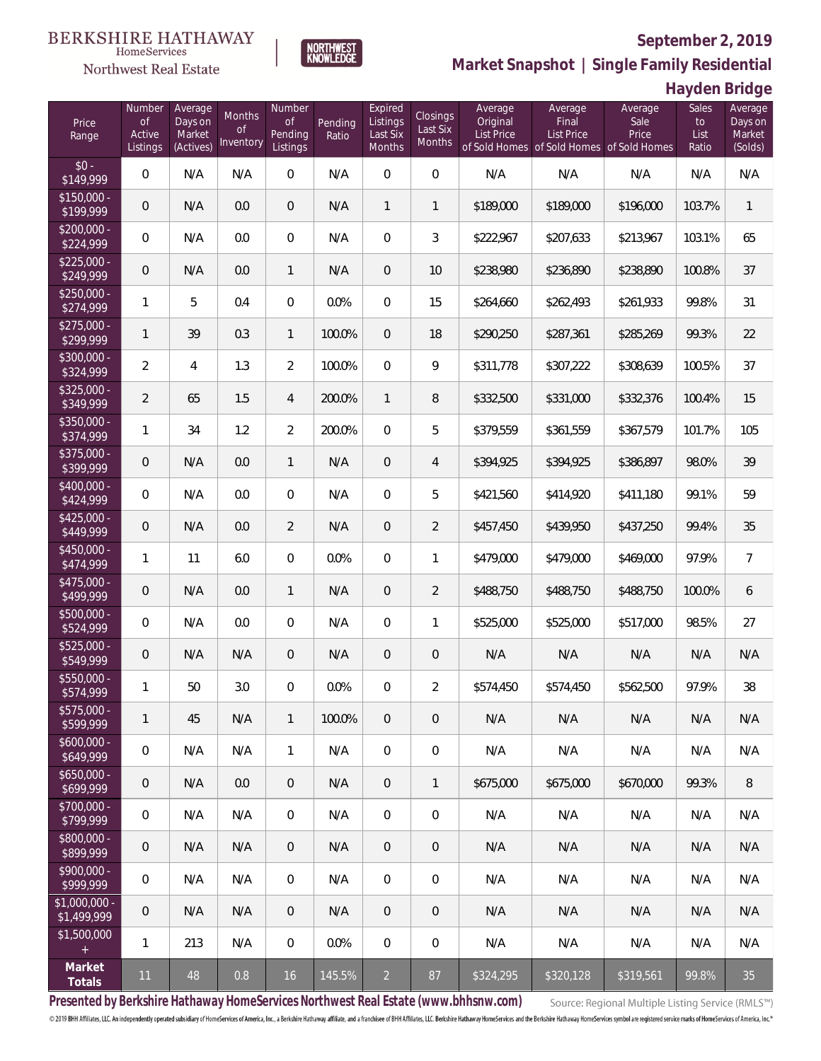BERKSHIRE HATHAWAY HomeServices Northwest Real Estate

# September 2, 2019

## Market Snapshot | Single Family Residential

## Hayden Bridge

| Price Range | Number of Active Listings | Average Days on Market (Actives) | Months of Inventory | Number of Pending Listings | Pending Ratio | Expired Listings Last Six Months | Closings Last Six Months | Average Original List Price of Sold Homes | Average Final List Price of Sold Homes | Average Sale Price of Sold Homes | Sales to List Ratio | Average Days on Market (Solds) |
|---|---|---|---|---|---|---|---|---|---|---|---|---|
| $0 - $149,999 | 0 | N/A | N/A | 0 | N/A | 0 | 0 | N/A | N/A | N/A | N/A | N/A |
| $150,000 - $199,999 | 0 | N/A | 0.0 | 0 | N/A | 1 | 1 | $189,000 | $189,000 | $196,000 | 103.7% | 1 |
| $200,000 - $224,999 | 0 | N/A | 0.0 | 0 | N/A | 0 | 3 | $222,967 | $207,633 | $213,967 | 103.1% | 65 |
| $225,000 - $249,999 | 0 | N/A | 0.0 | 1 | N/A | 0 | 10 | $238,980 | $236,890 | $238,890 | 100.8% | 37 |
| $250,000 - $274,999 | 1 | 5 | 0.4 | 0 | 0.0% | 0 | 15 | $264,660 | $262,493 | $261,933 | 99.8% | 31 |
| $275,000 - $299,999 | 1 | 39 | 0.3 | 1 | 100.0% | 0 | 18 | $290,250 | $287,361 | $285,269 | 99.3% | 22 |
| $300,000 - $324,999 | 2 | 4 | 1.3 | 2 | 100.0% | 0 | 9 | $311,778 | $307,222 | $308,639 | 100.5% | 37 |
| $325,000 - $349,999 | 2 | 65 | 1.5 | 4 | 200.0% | 1 | 8 | $332,500 | $331,000 | $332,376 | 100.4% | 15 |
| $350,000 - $374,999 | 1 | 34 | 1.2 | 2 | 200.0% | 0 | 5 | $379,559 | $361,559 | $367,579 | 101.7% | 105 |
| $375,000 - $399,999 | 0 | N/A | 0.0 | 1 | N/A | 0 | 4 | $394,925 | $394,925 | $386,897 | 98.0% | 39 |
| $400,000 - $424,999 | 0 | N/A | 0.0 | 0 | N/A | 0 | 5 | $421,560 | $414,920 | $411,180 | 99.1% | 59 |
| $425,000 - $449,999 | 0 | N/A | 0.0 | 2 | N/A | 0 | 2 | $457,450 | $439,950 | $437,250 | 99.4% | 35 |
| $450,000 - $474,999 | 1 | 11 | 6.0 | 0 | 0.0% | 0 | 1 | $479,000 | $479,000 | $469,000 | 97.9% | 7 |
| $475,000 - $499,999 | 0 | N/A | 0.0 | 1 | N/A | 0 | 2 | $488,750 | $488,750 | $488,750 | 100.0% | 6 |
| $500,000 - $524,999 | 0 | N/A | 0.0 | 0 | N/A | 0 | 1 | $525,000 | $525,000 | $517,000 | 98.5% | 27 |
| $525,000 - $549,999 | 0 | N/A | N/A | 0 | N/A | 0 | 0 | N/A | N/A | N/A | N/A | N/A |
| $550,000 - $574,999 | 1 | 50 | 3.0 | 0 | 0.0% | 0 | 2 | $574,450 | $574,450 | $562,500 | 97.9% | 38 |
| $575,000 - $599,999 | 1 | 45 | N/A | 1 | 100.0% | 0 | 0 | N/A | N/A | N/A | N/A | N/A |
| $600,000 - $649,999 | 0 | N/A | N/A | 1 | N/A | 0 | 0 | N/A | N/A | N/A | N/A | N/A |
| $650,000 - $699,999 | 0 | N/A | 0.0 | 0 | N/A | 0 | 1 | $675,000 | $675,000 | $670,000 | 99.3% | 8 |
| $700,000 - $799,999 | 0 | N/A | N/A | 0 | N/A | 0 | 0 | N/A | N/A | N/A | N/A | N/A |
| $800,000 - $899,999 | 0 | N/A | N/A | 0 | N/A | 0 | 0 | N/A | N/A | N/A | N/A | N/A |
| $900,000 - $999,999 | 0 | N/A | N/A | 0 | N/A | 0 | 0 | N/A | N/A | N/A | N/A | N/A |
| $1,000,000 - $1,499,999 | 0 | N/A | N/A | 0 | N/A | 0 | 0 | N/A | N/A | N/A | N/A | N/A |
| $1,500,000 + | 1 | 213 | N/A | 0 | 0.0% | 0 | 0 | N/A | N/A | N/A | N/A | N/A |
| **Market Totals** | 11 | 48 | 0.8 | 16 | 145.5% | 2 | 87 | $324,295 | $320,128 | $319,561 | 99.8% | 35 |

**Presented by Berkshire Hathaway HomeServices Northwest Real Estate (www.bhhsnw.com)**

Source: Regional Multiple Listing Service (RMLS™)

© 2019 BHH Affiliates, LLC. An independently operated subsidiary of HomeServices of America, Inc., a Berkshire Hathaway affiliate, and a franchisee of BHH Affiliates, LLC. Berkshire Hathaway HomeServices and the Berkshire Hathaway HomeServices symbol are registered service marks of HomeServices of America, Inc.®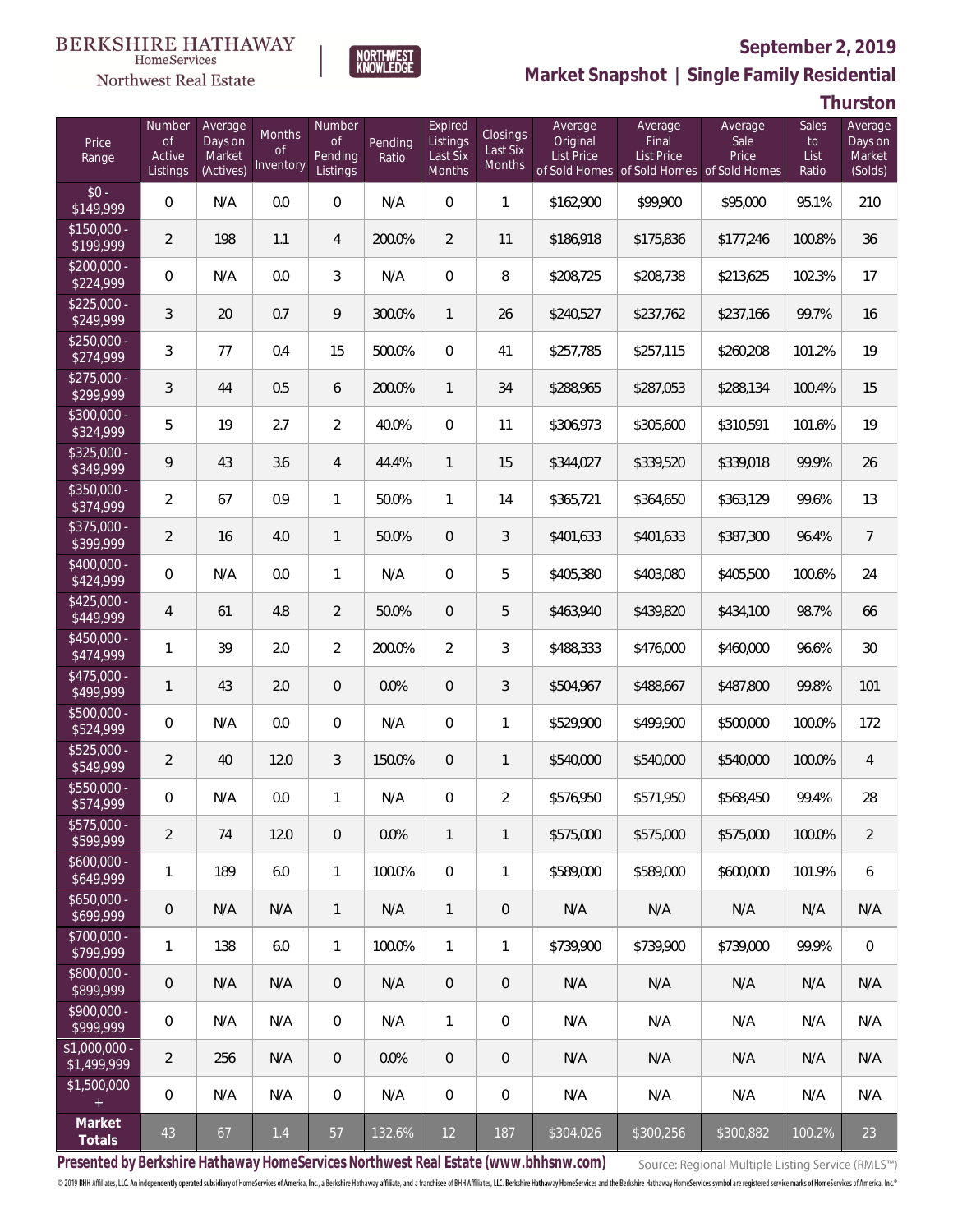BERKSHIRE HATHAWAY HomeServices Northwest Real Estate

NORTHWEST KNOWLEDGE

**September 2, 2019**

## Market Snapshot | Single Family Residential

### Thurston

| Price Range | Number of Active Listings | Average Days on Market (Actives) | Months of Inventory | Number of Pending Listings | Pending Ratio | Expired Listings Last Six Months | Closings Last Six Months | Average Original List Price of Sold Homes | Average Final List Price of Sold Homes | Average Sale Price of Sold Homes | Sales to List Ratio | Average Days on Market (Solds) |
|---|---|---|---|---|---|---|---|---|---|---|---|---|
| $0 - $149,999 | 0 | N/A | 0.0 | 0 | N/A | 0 | 1 | $162,900 | $99,900 | $95,000 | 95.1% | 210 |
| $150,000 - $199,999 | 2 | 198 | 1.1 | 4 | 200.0% | 2 | 11 | $186,918 | $175,836 | $177,246 | 100.8% | 36 |
| $200,000 - $224,999 | 0 | N/A | 0.0 | 3 | N/A | 0 | 8 | $208,725 | $208,738 | $213,625 | 102.3% | 17 |
| $225,000 - $249,999 | 3 | 20 | 0.7 | 9 | 300.0% | 1 | 26 | $240,527 | $237,762 | $237,166 | 99.7% | 16 |
| $250,000 - $274,999 | 3 | 77 | 0.4 | 15 | 500.0% | 0 | 41 | $257,785 | $257,115 | $260,208 | 101.2% | 19 |
| $275,000 - $299,999 | 3 | 44 | 0.5 | 6 | 200.0% | 1 | 34 | $288,965 | $287,053 | $288,134 | 100.4% | 15 |
| $300,000 - $324,999 | 5 | 19 | 2.7 | 2 | 40.0% | 0 | 11 | $306,973 | $305,600 | $310,591 | 101.6% | 19 |
| $325,000 - $349,999 | 9 | 43 | 3.6 | 4 | 44.4% | 1 | 15 | $344,027 | $339,520 | $339,018 | 99.9% | 26 |
| $350,000 - $374,999 | 2 | 67 | 0.9 | 1 | 50.0% | 1 | 14 | $365,721 | $364,650 | $363,129 | 99.6% | 13 |
| $375,000 - $399,999 | 2 | 16 | 4.0 | 1 | 50.0% | 0 | 3 | $401,633 | $401,633 | $387,300 | 96.4% | 7 |
| $400,000 - $424,999 | 0 | N/A | 0.0 | 1 | N/A | 0 | 5 | $405,380 | $403,080 | $405,500 | 100.6% | 24 |
| $425,000 - $449,999 | 4 | 61 | 4.8 | 2 | 50.0% | 0 | 5 | $463,940 | $439,820 | $434,100 | 98.7% | 66 |
| $450,000 - $474,999 | 1 | 39 | 2.0 | 2 | 200.0% | 2 | 3 | $488,333 | $476,000 | $460,000 | 96.6% | 30 |
| $475,000 - $499,999 | 1 | 43 | 2.0 | 0 | 0.0% | 0 | 3 | $504,967 | $488,667 | $487,800 | 99.8% | 101 |
| $500,000 - $524,999 | 0 | N/A | 0.0 | 0 | N/A | 0 | 1 | $529,900 | $499,900 | $500,000 | 100.0% | 172 |
| $525,000 - $549,999 | 2 | 40 | 12.0 | 3 | 150.0% | 0 | 1 | $540,000 | $540,000 | $540,000 | 100.0% | 4 |
| $550,000 - $574,999 | 0 | N/A | 0.0 | 1 | N/A | 0 | 2 | $576,950 | $571,950 | $568,450 | 99.4% | 28 |
| $575,000 - $599,999 | 2 | 74 | 12.0 | 0 | 0.0% | 1 | 1 | $575,000 | $575,000 | $575,000 | 100.0% | 2 |
| $600,000 - $649,999 | 1 | 189 | 6.0 | 1 | 100.0% | 0 | 1 | $589,000 | $589,000 | $600,000 | 101.9% | 6 |
| $650,000 - $699,999 | 0 | N/A | N/A | 1 | N/A | 1 | 0 | N/A | N/A | N/A | N/A | N/A |
| $700,000 - $799,999 | 1 | 138 | 6.0 | 1 | 100.0% | 1 | 1 | $739,900 | $739,900 | $739,000 | 99.9% | 0 |
| $800,000 - $899,999 | 0 | N/A | N/A | 0 | N/A | 0 | 0 | N/A | N/A | N/A | N/A | N/A |
| $900,000 - $999,999 | 0 | N/A | N/A | 0 | N/A | 1 | 0 | N/A | N/A | N/A | N/A | N/A |
| $1,000,000 - $1,499,999 | 2 | 256 | N/A | 0 | 0.0% | 0 | 0 | N/A | N/A | N/A | N/A | N/A |
| $1,500,000 + | 0 | N/A | N/A | 0 | N/A | 0 | 0 | N/A | N/A | N/A | N/A | N/A |
| **Market Totals** | 43 | 67 | 1.4 | 57 | 132.6% | 12 | 187 | $304,026 | $300,256 | $300,882 | 100.2% | 23 |

**Presented by Berkshire Hathaway HomeServices Northwest Real Estate (www.bhhsnw.com)**

Source: Regional Multiple Listing Service (RMLS™)

© 2019 BHH Affiliates, LLC. An independently operated subsidiary of HomeServices of America, Inc., a Berkshire Hathaway affiliate, and a franchisee of BHH Affiliates, LLC. Berkshire Hathaway HomeServices and the Berkshire Hathaway HomeServices symbol are registered service marks of HomeServices of America, Inc.®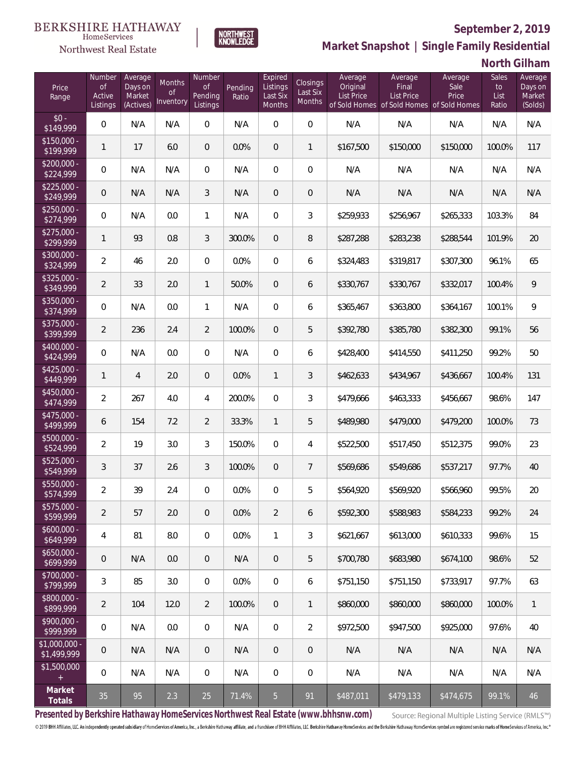BERKSHIRE HATHAWAY HomeServices Northwest Real Estate

NORTHWEST KNOWLEDGE

## September 2, 2019

## Market Snapshot | Single Family Residential

## North Gilham

| Price Range | Number of Active Listings | Average Days on Market (Actives) | Months of Inventory | Number of Pending Listings | Pending Ratio | Expired Listings Last Six Months | Closings Last Six Months | Average Original List Price of Sold Homes | Average Final List Price of Sold Homes | Average Sale Price of Sold Homes | Sales to List Ratio | Average Days on Market (Solds) |
|---|---|---|---|---|---|---|---|---|---|---|---|---|
| $0 - $149,999 | 0 | N/A | N/A | 0 | N/A | 0 | 0 | N/A | N/A | N/A | N/A | N/A |
| $150,000 - $199,999 | 1 | 17 | 6.0 | 0 | 0.0% | 0 | 1 | $167,500 | $150,000 | $150,000 | 100.0% | 117 |
| $200,000 - $224,999 | 0 | N/A | N/A | 0 | N/A | 0 | 0 | N/A | N/A | N/A | N/A | N/A |
| $225,000 - $249,999 | 0 | N/A | N/A | 3 | N/A | 0 | 0 | N/A | N/A | N/A | N/A | N/A |
| $250,000 - $274,999 | 0 | N/A | 0.0 | 1 | N/A | 0 | 3 | $259,933 | $256,967 | $265,333 | 103.3% | 84 |
| $275,000 - $299,999 | 1 | 93 | 0.8 | 3 | 300.0% | 0 | 8 | $287,288 | $283,238 | $288,544 | 101.9% | 20 |
| $300,000 - $324,999 | 2 | 46 | 2.0 | 0 | 0.0% | 0 | 6 | $324,483 | $319,817 | $307,300 | 96.1% | 65 |
| $325,000 - $349,999 | 2 | 33 | 2.0 | 1 | 50.0% | 0 | 6 | $330,767 | $330,767 | $332,017 | 100.4% | 9 |
| $350,000 - $374,999 | 0 | N/A | 0.0 | 1 | N/A | 0 | 6 | $365,467 | $363,800 | $364,167 | 100.1% | 9 |
| $375,000 - $399,999 | 2 | 236 | 2.4 | 2 | 100.0% | 0 | 5 | $392,780 | $385,780 | $382,300 | 99.1% | 56 |
| $400,000 - $424,999 | 0 | N/A | 0.0 | 0 | N/A | 0 | 6 | $428,400 | $414,550 | $411,250 | 99.2% | 50 |
| $425,000 - $449,999 | 1 | 4 | 2.0 | 0 | 0.0% | 1 | 3 | $462,633 | $434,967 | $436,667 | 100.4% | 131 |
| $450,000 - $474,999 | 2 | 267 | 4.0 | 4 | 200.0% | 0 | 3 | $479,666 | $463,333 | $456,667 | 98.6% | 147 |
| $475,000 - $499,999 | 6 | 154 | 7.2 | 2 | 33.3% | 1 | 5 | $489,980 | $479,000 | $479,200 | 100.0% | 73 |
| $500,000 - $524,999 | 2 | 19 | 3.0 | 3 | 150.0% | 0 | 4 | $522,500 | $517,450 | $512,375 | 99.0% | 23 |
| $525,000 - $549,999 | 3 | 37 | 2.6 | 3 | 100.0% | 0 | 7 | $569,686 | $549,686 | $537,217 | 97.7% | 40 |
| $550,000 - $574,999 | 2 | 39 | 2.4 | 0 | 0.0% | 0 | 5 | $564,920 | $569,920 | $566,960 | 99.5% | 20 |
| $575,000 - $599,999 | 2 | 57 | 2.0 | 0 | 0.0% | 2 | 6 | $592,300 | $588,983 | $584,233 | 99.2% | 24 |
| $600,000 - $649,999 | 4 | 81 | 8.0 | 0 | 0.0% | 1 | 3 | $621,667 | $613,000 | $610,333 | 99.6% | 15 |
| $650,000 - $699,999 | 0 | N/A | 0.0 | 0 | N/A | 0 | 5 | $700,780 | $683,980 | $674,100 | 98.6% | 52 |
| $700,000 - $799,999 | 3 | 85 | 3.0 | 0 | 0.0% | 0 | 6 | $751,150 | $751,150 | $733,917 | 97.7% | 63 |
| $800,000 - $899,999 | 2 | 104 | 12.0 | 2 | 100.0% | 0 | 1 | $860,000 | $860,000 | $860,000 | 100.0% | 1 |
| $900,000 - $999,999 | 0 | N/A | 0.0 | 0 | N/A | 0 | 2 | $972,500 | $947,500 | $925,000 | 97.6% | 40 |
| $1,000,000 - $1,499,999 | 0 | N/A | N/A | 0 | N/A | 0 | 0 | N/A | N/A | N/A | N/A | N/A |
| $1,500,000 + | 0 | N/A | N/A | 0 | N/A | 0 | 0 | N/A | N/A | N/A | N/A | N/A |
| **Market Totals** | 35 | 95 | 2.3 | 25 | 71.4% | 5 | 91 | $487,011 | $479,133 | $474,675 | 99.1% | 46 |

**Presented by Berkshire Hathaway HomeServices Northwest Real Estate (www.bhhsnw.com)** Source: Regional Multiple Listing Service (RMLS™)

© 2019 BHH Affiliates, LLC. An independently operated subsidiary of HomeServices of America, Inc., a Berkshire Hathaway affiliate, and a franchisee of BHH Affiliates, LLC. Berkshire Hathaway HomeServices and the Berkshire Hathaway HomeServices symbol are registered service marks of HomeServices of America, Inc.®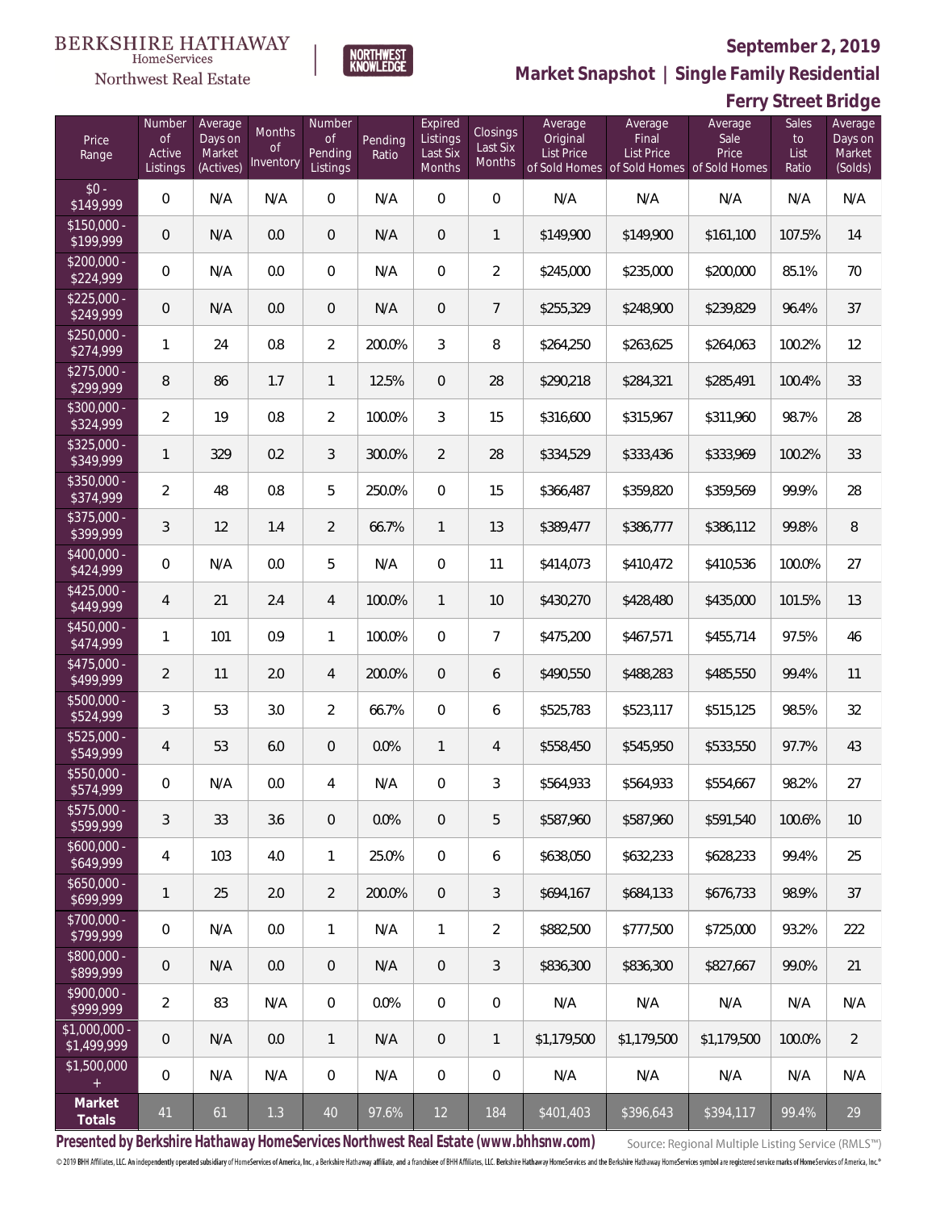BERKSHIRE HATHAWAY HomeServices Northwest Real Estate

NORTHWEST KNOWLEDGE

**September 2, 2019**

**Market Snapshot | Single Family Residential**

**Ferry Street Bridge**

| Price Range | Number of Active Listings | Average Days on Market (Actives) | Months of Inventory | Number of Pending Listings | Pending Ratio | Expired Listings Last Six Months | Closings Last Six Months | Average Original List Price of Sold Homes | Average Final List Price of Sold Homes | Average Sale Price of Sold Homes | Sales to List Ratio | Average Days on Market (Solds) |
|---|---|---|---|---|---|---|---|---|---|---|---|---|
| $0 - $149,999 | 0 | N/A | N/A | 0 | N/A | 0 | 0 | N/A | N/A | N/A | N/A | N/A |
| $150,000 - $199,999 | 0 | N/A | 0.0 | 0 | N/A | 0 | 1 | $149,900 | $149,900 | $161,100 | 107.5% | 14 |
| $200,000 - $224,999 | 0 | N/A | 0.0 | 0 | N/A | 0 | 2 | $245,000 | $235,000 | $200,000 | 85.1% | 70 |
| $225,000 - $249,999 | 0 | N/A | 0.0 | 0 | N/A | 0 | 7 | $255,329 | $248,900 | $239,829 | 96.4% | 37 |
| $250,000 - $274,999 | 1 | 24 | 0.8 | 2 | 200.0% | 3 | 8 | $264,250 | $263,625 | $264,063 | 100.2% | 12 |
| $275,000 - $299,999 | 8 | 86 | 1.7 | 1 | 12.5% | 0 | 28 | $290,218 | $284,321 | $285,491 | 100.4% | 33 |
| $300,000 - $324,999 | 2 | 19 | 0.8 | 2 | 100.0% | 3 | 15 | $316,600 | $315,967 | $311,960 | 98.7% | 28 |
| $325,000 - $349,999 | 1 | 329 | 0.2 | 3 | 300.0% | 2 | 28 | $334,529 | $333,436 | $333,969 | 100.2% | 33 |
| $350,000 - $374,999 | 2 | 48 | 0.8 | 5 | 250.0% | 0 | 15 | $366,487 | $359,820 | $359,569 | 99.9% | 28 |
| $375,000 - $399,999 | 3 | 12 | 1.4 | 2 | 66.7% | 1 | 13 | $389,477 | $386,777 | $386,112 | 99.8% | 8 |
| $400,000 - $424,999 | 0 | N/A | 0.0 | 5 | N/A | 0 | 11 | $414,073 | $410,472 | $410,536 | 100.0% | 27 |
| $425,000 - $449,999 | 4 | 21 | 2.4 | 4 | 100.0% | 1 | 10 | $430,270 | $428,480 | $435,000 | 101.5% | 13 |
| $450,000 - $474,999 | 1 | 101 | 0.9 | 1 | 100.0% | 0 | 7 | $475,200 | $467,571 | $455,714 | 97.5% | 46 |
| $475,000 - $499,999 | 2 | 11 | 2.0 | 4 | 200.0% | 0 | 6 | $490,550 | $488,283 | $485,550 | 99.4% | 11 |
| $500,000 - $524,999 | 3 | 53 | 3.0 | 2 | 66.7% | 0 | 6 | $525,783 | $523,117 | $515,125 | 98.5% | 32 |
| $525,000 - $549,999 | 4 | 53 | 6.0 | 0 | 0.0% | 1 | 4 | $558,450 | $545,950 | $533,550 | 97.7% | 43 |
| $550,000 - $574,999 | 0 | N/A | 0.0 | 4 | N/A | 0 | 3 | $564,933 | $564,933 | $554,667 | 98.2% | 27 |
| $575,000 - $599,999 | 3 | 33 | 3.6 | 0 | 0.0% | 0 | 5 | $587,960 | $587,960 | $591,540 | 100.6% | 10 |
| $600,000 - $649,999 | 4 | 103 | 4.0 | 1 | 25.0% | 0 | 6 | $638,050 | $632,233 | $628,233 | 99.4% | 25 |
| $650,000 - $699,999 | 1 | 25 | 2.0 | 2 | 200.0% | 0 | 3 | $694,167 | $684,133 | $676,733 | 98.9% | 37 |
| $700,000 - $799,999 | 0 | N/A | 0.0 | 1 | N/A | 1 | 2 | $882,500 | $777,500 | $725,000 | 93.2% | 222 |
| $800,000 - $899,999 | 0 | N/A | 0.0 | 0 | N/A | 0 | 3 | $836,300 | $836,300 | $827,667 | 99.0% | 21 |
| $900,000 - $999,999 | 2 | 83 | N/A | 0 | 0.0% | 0 | 0 | N/A | N/A | N/A | N/A | N/A |
| $1,000,000 - $1,499,999 | 0 | N/A | 0.0 | 1 | N/A | 0 | 1 | $1,179,500 | $1,179,500 | $1,179,500 | 100.0% | 2 |
| $1,500,000 + | 0 | N/A | N/A | 0 | N/A | 0 | 0 | N/A | N/A | N/A | N/A | N/A |
| **Market Totals** | 41 | 61 | 1.3 | 40 | 97.6% | 12 | 184 | $401,403 | $396,643 | $394,117 | 99.4% | 29 |

**Presented by Berkshire Hathaway HomeServices Northwest Real Estate (www.bhhsnw.com)**

Source: Regional Multiple Listing Service (RMLS™)

© 2019 BHH Affiliates, LLC. An independently operated subsidiary of HomeServices of America, Inc., a Berkshire Hathaway affiliate, and a franchisee of BHH Affiliates, LLC. Berkshire Hathaway HomeServices and the Berkshire Hathaway HomeServices symbol are registered service marks of HomeServices of America, Inc.®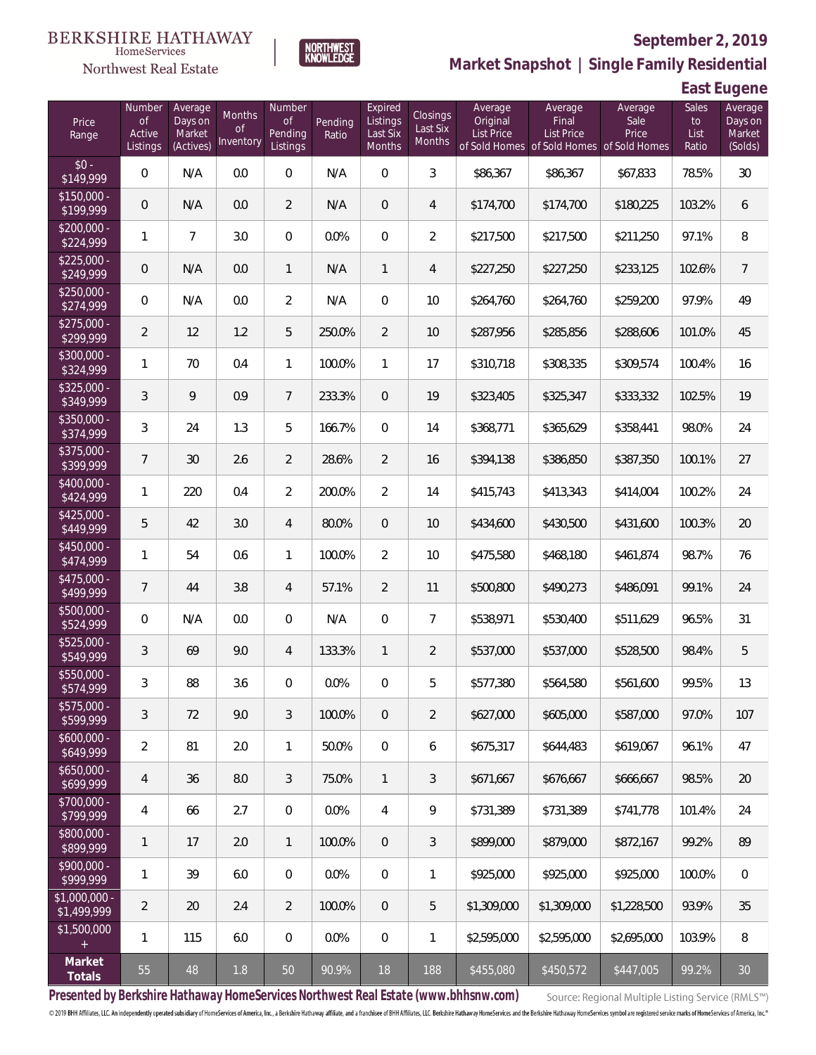BERKSHIRE HATHAWAY HomeServices Northwest Real Estate

NORTHWEST KNOWLEDGE

**September 2, 2019**

## Market Snapshot | Single Family Residential

### East Eugene

| Price Range | Number of Active Listings | Average Days on Market (Actives) | Months of Inventory | Number of Pending Listings | Pending Ratio | Expired Listings Last Six Months | Closings Last Six Months | Average Original List Price of Sold Homes | Average Final List Price of Sold Homes | Average Sale Price of Sold Homes | Sales to List Ratio | Average Days on Market (Solds) |
|---|---|---|---|---|---|---|---|---|---|---|---|---|
| $0 - $149,999 | 0 | N/A | 0.0 | 0 | N/A | 0 | 3 | $86,367 | $86,367 | $67,833 | 78.5% | 30 |
| $150,000 - $199,999 | 0 | N/A | 0.0 | 2 | N/A | 0 | 4 | $174,700 | $174,700 | $180,225 | 103.2% | 6 |
| $200,000 - $224,999 | 1 | 7 | 3.0 | 0 | 0.0% | 0 | 2 | $217,500 | $217,500 | $211,250 | 97.1% | 8 |
| $225,000 - $249,999 | 0 | N/A | 0.0 | 1 | N/A | 1 | 4 | $227,250 | $227,250 | $233,125 | 102.6% | 7 |
| $250,000 - $274,999 | 0 | N/A | 0.0 | 2 | N/A | 0 | 10 | $264,760 | $264,760 | $259,200 | 97.9% | 49 |
| $275,000 - $299,999 | 2 | 12 | 1.2 | 5 | 250.0% | 2 | 10 | $287,956 | $285,856 | $288,606 | 101.0% | 45 |
| $300,000 - $324,999 | 1 | 70 | 0.4 | 1 | 100.0% | 1 | 17 | $310,718 | $308,335 | $309,574 | 100.4% | 16 |
| $325,000 - $349,999 | 3 | 9 | 0.9 | 7 | 233.3% | 0 | 19 | $323,405 | $325,347 | $333,332 | 102.5% | 19 |
| $350,000 - $374,999 | 3 | 24 | 1.3 | 5 | 166.7% | 0 | 14 | $368,771 | $365,629 | $358,441 | 98.0% | 24 |
| $375,000 - $399,999 | 7 | 30 | 2.6 | 2 | 28.6% | 2 | 16 | $394,138 | $386,850 | $387,350 | 100.1% | 27 |
| $400,000 - $424,999 | 1 | 220 | 0.4 | 2 | 200.0% | 2 | 14 | $415,743 | $413,343 | $414,004 | 100.2% | 24 |
| $425,000 - $449,999 | 5 | 42 | 3.0 | 4 | 80.0% | 0 | 10 | $434,600 | $430,500 | $431,600 | 100.3% | 20 |
| $450,000 - $474,999 | 1 | 54 | 0.6 | 1 | 100.0% | 2 | 10 | $475,580 | $468,180 | $461,874 | 98.7% | 76 |
| $475,000 - $499,999 | 7 | 44 | 3.8 | 4 | 57.1% | 2 | 11 | $500,800 | $490,273 | $486,091 | 99.1% | 24 |
| $500,000 - $524,999 | 0 | N/A | 0.0 | 0 | N/A | 0 | 7 | $538,971 | $530,400 | $511,629 | 96.5% | 31 |
| $525,000 - $549,999 | 3 | 69 | 9.0 | 4 | 133.3% | 1 | 2 | $537,000 | $537,000 | $528,500 | 98.4% | 5 |
| $550,000 - $574,999 | 3 | 88 | 3.6 | 0 | 0.0% | 0 | 5 | $577,380 | $564,580 | $561,600 | 99.5% | 13 |
| $575,000 - $599,999 | 3 | 72 | 9.0 | 3 | 100.0% | 0 | 2 | $627,000 | $605,000 | $587,000 | 97.0% | 107 |
| $600,000 - $649,999 | 2 | 81 | 2.0 | 1 | 50.0% | 0 | 6 | $675,317 | $644,483 | $619,067 | 96.1% | 47 |
| $650,000 - $699,999 | 4 | 36 | 8.0 | 3 | 75.0% | 1 | 3 | $671,667 | $676,667 | $666,667 | 98.5% | 20 |
| $700,000 - $799,999 | 4 | 66 | 2.7 | 0 | 0.0% | 4 | 9 | $731,389 | $731,389 | $741,778 | 101.4% | 24 |
| $800,000 - $899,999 | 1 | 17 | 2.0 | 1 | 100.0% | 0 | 3 | $899,000 | $879,000 | $872,167 | 99.2% | 89 |
| $900,000 - $999,999 | 1 | 39 | 6.0 | 0 | 0.0% | 0 | 1 | $925,000 | $925,000 | $925,000 | 100.0% | 0 |
| $1,000,000 - $1,499,999 | 2 | 20 | 2.4 | 2 | 100.0% | 0 | 5 | $1,309,000 | $1,309,000 | $1,228,500 | 93.9% | 35 |
| $1,500,000 + | 1 | 115 | 6.0 | 0 | 0.0% | 0 | 1 | $2,595,000 | $2,595,000 | $2,695,000 | 103.9% | 8 |
| **Market Totals** | 55 | 48 | 1.8 | 50 | 90.9% | 18 | 188 | $455,080 | $450,572 | $447,005 | 99.2% | 30 |

**Presented by Berkshire Hathaway HomeServices Northwest Real Estate (www.bhhsnw.com)**

Source: Regional Multiple Listing Service (RMLS™)

© 2019 BHH Affiliates, LLC. An independently operated subsidiary of HomeServices of America, Inc., a Berkshire Hathaway affiliate, and a franchisee of BHH Affiliates, LLC. Berkshire Hathaway HomeServices and the Berkshire Hathaway HomeServices symbol are registered service marks of HomeServices of America, Inc.®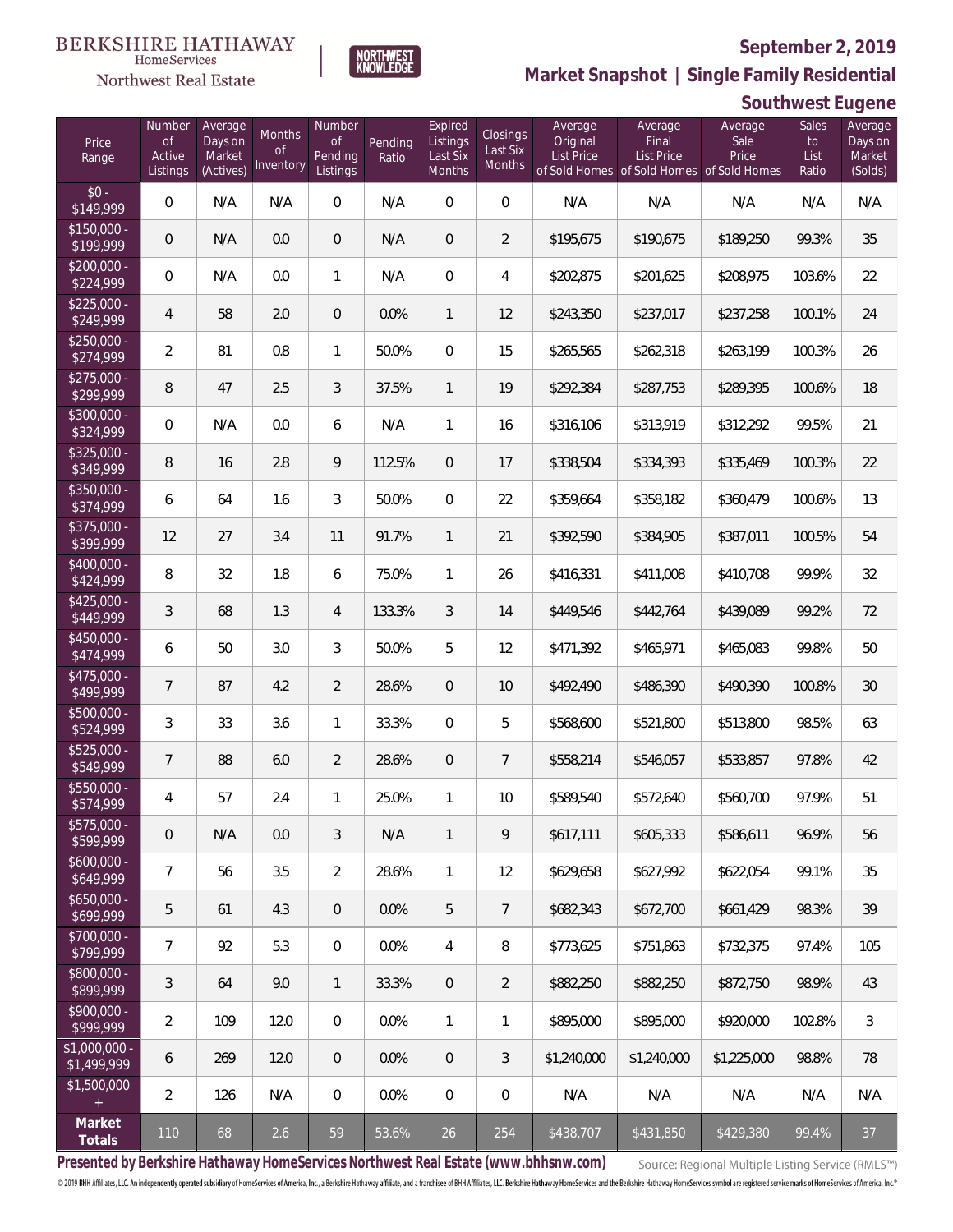BERKSHIRE HATHAWAY HomeServices Northwest Real Estate

NORTHWEST KNOWLEDGE

**September 2, 2019**

## Market Snapshot | Single Family Residential

## Southwest Eugene

| Price Range | Number of Active Listings | Average Days on Market (Actives) | Months of Inventory | Number of Pending Listings | Pending Ratio | Expired Listings Last Six Months | Closings Last Six Months | Average Original List Price of Sold Homes | Average Final List Price of Sold Homes | Average Sale Price of Sold Homes | Sales to List Ratio | Average Days on Market (Solds) |
|---|---|---|---|---|---|---|---|---|---|---|---|---|
| $0 - $149,999 | 0 | N/A | N/A | 0 | N/A | 0 | 0 | N/A | N/A | N/A | N/A | N/A |
| $150,000 - $199,999 | 0 | N/A | 0.0 | 0 | N/A | 0 | 2 | $195,675 | $190,675 | $189,250 | 99.3% | 35 |
| $200,000 - $224,999 | 0 | N/A | 0.0 | 1 | N/A | 0 | 4 | $202,875 | $201,625 | $208,975 | 103.6% | 22 |
| $225,000 - $249,999 | 4 | 58 | 2.0 | 0 | 0.0% | 1 | 12 | $243,350 | $237,017 | $237,258 | 100.1% | 24 |
| $250,000 - $274,999 | 2 | 81 | 0.8 | 1 | 50.0% | 0 | 15 | $265,565 | $262,318 | $263,199 | 100.3% | 26 |
| $275,000 - $299,999 | 8 | 47 | 2.5 | 3 | 37.5% | 1 | 19 | $292,384 | $287,753 | $289,395 | 100.6% | 18 |
| $300,000 - $324,999 | 0 | N/A | 0.0 | 6 | N/A | 1 | 16 | $316,106 | $313,919 | $312,292 | 99.5% | 21 |
| $325,000 - $349,999 | 8 | 16 | 2.8 | 9 | 112.5% | 0 | 17 | $338,504 | $334,393 | $335,469 | 100.3% | 22 |
| $350,000 - $374,999 | 6 | 64 | 1.6 | 3 | 50.0% | 0 | 22 | $359,664 | $358,182 | $360,479 | 100.6% | 13 |
| $375,000 - $399,999 | 12 | 27 | 3.4 | 11 | 91.7% | 1 | 21 | $392,590 | $384,905 | $387,011 | 100.5% | 54 |
| $400,000 - $424,999 | 8 | 32 | 1.8 | 6 | 75.0% | 1 | 26 | $416,331 | $411,008 | $410,708 | 99.9% | 32 |
| $425,000 - $449,999 | 3 | 68 | 1.3 | 4 | 133.3% | 3 | 14 | $449,546 | $442,764 | $439,089 | 99.2% | 72 |
| $450,000 - $474,999 | 6 | 50 | 3.0 | 3 | 50.0% | 5 | 12 | $471,392 | $465,971 | $465,083 | 99.8% | 50 |
| $475,000 - $499,999 | 7 | 87 | 4.2 | 2 | 28.6% | 0 | 10 | $492,490 | $486,390 | $490,390 | 100.8% | 30 |
| $500,000 - $524,999 | 3 | 33 | 3.6 | 1 | 33.3% | 0 | 5 | $568,600 | $521,800 | $513,800 | 98.5% | 63 |
| $525,000 - $549,999 | 7 | 88 | 6.0 | 2 | 28.6% | 0 | 7 | $558,214 | $546,057 | $533,857 | 97.8% | 42 |
| $550,000 - $574,999 | 4 | 57 | 2.4 | 1 | 25.0% | 1 | 10 | $589,540 | $572,640 | $560,700 | 97.9% | 51 |
| $575,000 - $599,999 | 0 | N/A | 0.0 | 3 | N/A | 1 | 9 | $617,111 | $605,333 | $586,611 | 96.9% | 56 |
| $600,000 - $649,999 | 7 | 56 | 3.5 | 2 | 28.6% | 1 | 12 | $629,658 | $627,992 | $622,054 | 99.1% | 35 |
| $650,000 - $699,999 | 5 | 61 | 4.3 | 0 | 0.0% | 5 | 7 | $682,343 | $672,700 | $661,429 | 98.3% | 39 |
| $700,000 - $799,999 | 7 | 92 | 5.3 | 0 | 0.0% | 4 | 8 | $773,625 | $751,863 | $732,375 | 97.4% | 105 |
| $800,000 - $899,999 | 3 | 64 | 9.0 | 1 | 33.3% | 0 | 2 | $882,250 | $882,250 | $872,750 | 98.9% | 43 |
| $900,000 - $999,999 | 2 | 109 | 12.0 | 0 | 0.0% | 1 | 1 | $895,000 | $895,000 | $920,000 | 102.8% | 3 |
| $1,000,000 - $1,499,999 | 6 | 269 | 12.0 | 0 | 0.0% | 0 | 3 | $1,240,000 | $1,240,000 | $1,225,000 | 98.8% | 78 |
| $1,500,000 + | 2 | 126 | N/A | 0 | 0.0% | 0 | 0 | N/A | N/A | N/A | N/A | N/A |
| **Market Totals** | 110 | 68 | 2.6 | 59 | 53.6% | 26 | 254 | $438,707 | $431,850 | $429,380 | 99.4% | 37 |

**Presented by Berkshire Hathaway HomeServices Northwest Real Estate (www.bhhsnw.com)**

Source: Regional Multiple Listing Service (RMLS™)

© 2019 BHH Affiliates, LLC. An independently operated subsidiary of HomeServices of America, Inc., a Berkshire Hathaway affiliate, and a franchisee of BHH Affiliates, LLC. Berkshire Hathaway HomeServices and the Berkshire Hathaway HomeServices symbol are registered service marks of HomeServices of America, Inc.®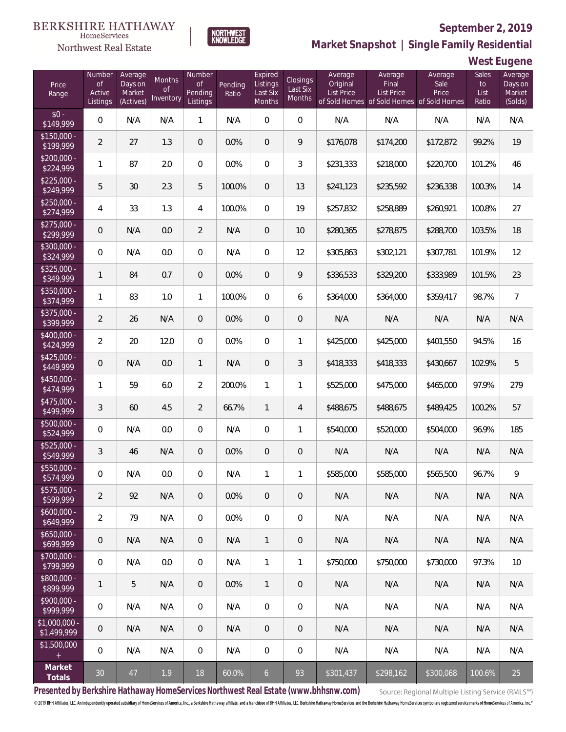BERKSHIRE HATHAWAY HomeServices Northwest Real Estate

NORTHWEST KNOWLEDGE

**September 2, 2019**

**Market Snapshot | Single Family Residential**

**West Eugene**

| Price Range | Number of Active Listings | Average Days on Market (Actives) | Months of Inventory | Number of Pending Listings | Pending Ratio | Expired Listings Last Six Months | Closings Last Six Months | Average Original List Price of Sold Homes | Average Final List Price of Sold Homes | Average Sale Price of Sold Homes | Sales to List Ratio | Average Days on Market (Solds) |
|---|---|---|---|---|---|---|---|---|---|---|---|---|
| $0 - $149,999 | 0 | N/A | N/A | 1 | N/A | 0 | 0 | N/A | N/A | N/A | N/A | N/A |
| $150,000 - $199,999 | 2 | 27 | 1.3 | 0 | 0.0% | 0 | 9 | $176,078 | $174,200 | $172,872 | 99.2% | 19 |
| $200,000 - $224,999 | 1 | 87 | 2.0 | 0 | 0.0% | 0 | 3 | $231,333 | $218,000 | $220,700 | 101.2% | 46 |
| $225,000 - $249,999 | 5 | 30 | 2.3 | 5 | 100.0% | 0 | 13 | $241,123 | $235,592 | $236,338 | 100.3% | 14 |
| $250,000 - $274,999 | 4 | 33 | 1.3 | 4 | 100.0% | 0 | 19 | $257,832 | $258,889 | $260,921 | 100.8% | 27 |
| $275,000 - $299,999 | 0 | N/A | 0.0 | 2 | N/A | 0 | 10 | $280,365 | $278,875 | $288,700 | 103.5% | 18 |
| $300,000 - $324,999 | 0 | N/A | 0.0 | 0 | N/A | 0 | 12 | $305,863 | $302,121 | $307,781 | 101.9% | 12 |
| $325,000 - $349,999 | 1 | 84 | 0.7 | 0 | 0.0% | 0 | 9 | $336,533 | $329,200 | $333,989 | 101.5% | 23 |
| $350,000 - $374,999 | 1 | 83 | 1.0 | 1 | 100.0% | 0 | 6 | $364,000 | $364,000 | $359,417 | 98.7% | 7 |
| $375,000 - $399,999 | 2 | 26 | N/A | 0 | 0.0% | 0 | 0 | N/A | N/A | N/A | N/A | N/A |
| $400,000 - $424,999 | 2 | 20 | 12.0 | 0 | 0.0% | 0 | 1 | $425,000 | $425,000 | $401,550 | 94.5% | 16 |
| $425,000 - $449,999 | 0 | N/A | 0.0 | 1 | N/A | 0 | 3 | $418,333 | $418,333 | $430,667 | 102.9% | 5 |
| $450,000 - $474,999 | 1 | 59 | 6.0 | 2 | 200.0% | 1 | 1 | $525,000 | $475,000 | $465,000 | 97.9% | 279 |
| $475,000 - $499,999 | 3 | 60 | 4.5 | 2 | 66.7% | 1 | 4 | $488,675 | $488,675 | $489,425 | 100.2% | 57 |
| $500,000 - $524,999 | 0 | N/A | 0.0 | 0 | N/A | 0 | 1 | $540,000 | $520,000 | $504,000 | 96.9% | 185 |
| $525,000 - $549,999 | 3 | 46 | N/A | 0 | 0.0% | 0 | 0 | N/A | N/A | N/A | N/A | N/A |
| $550,000 - $574,999 | 0 | N/A | 0.0 | 0 | N/A | 1 | 1 | $585,000 | $585,000 | $565,500 | 96.7% | 9 |
| $575,000 - $599,999 | 2 | 92 | N/A | 0 | 0.0% | 0 | 0 | N/A | N/A | N/A | N/A | N/A |
| $600,000 - $649,999 | 2 | 79 | N/A | 0 | 0.0% | 0 | 0 | N/A | N/A | N/A | N/A | N/A |
| $650,000 - $699,999 | 0 | N/A | N/A | 0 | N/A | 1 | 0 | N/A | N/A | N/A | N/A | N/A |
| $700,000 - $799,999 | 0 | N/A | 0.0 | 0 | N/A | 1 | 1 | $750,000 | $750,000 | $730,000 | 97.3% | 10 |
| $800,000 - $899,999 | 1 | 5 | N/A | 0 | 0.0% | 1 | 0 | N/A | N/A | N/A | N/A | N/A |
| $900,000 - $999,999 | 0 | N/A | N/A | 0 | N/A | 0 | 0 | N/A | N/A | N/A | N/A | N/A |
| $1,000,000 - $1,499,999 | 0 | N/A | N/A | 0 | N/A | 0 | 0 | N/A | N/A | N/A | N/A | N/A |
| $1,500,000 + | 0 | N/A | N/A | 0 | N/A | 0 | 0 | N/A | N/A | N/A | N/A | N/A |
| **Market Totals** | 30 | 47 | 1.9 | 18 | 60.0% | 6 | 93 | $301,437 | $298,162 | $300,068 | 100.6% | 25 |

**Presented by Berkshire Hathaway HomeServices Northwest Real Estate (www.bhhsnw.com)**

Source: Regional Multiple Listing Service (RMLS™)

© 2019 BHH Affiliates, LLC. An independently operated subsidiary of HomeServices of America, Inc., a Berkshire Hathaway affiliate, and a franchisee of BHH Affiliates, LLC. Berkshire Hathaway HomeServices and the Berkshire Hathaway HomeServices symbol are registered service marks of HomeServices of America, Inc.®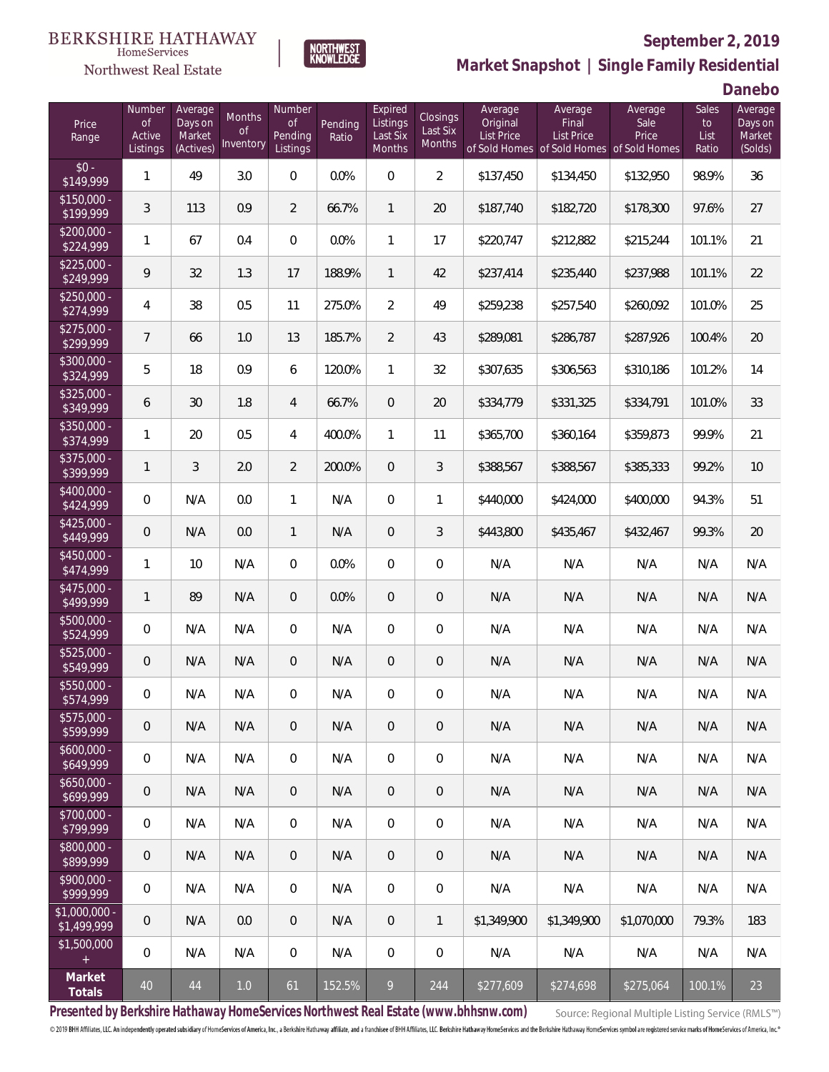BERKSHIRE HATHAWAY HomeServices Northwest Real Estate

NORTHWEST KNOWLEDGE

**September 2, 2019**

**Market Snapshot | Single Family Residential**

**Danebo**

| Price Range | Number of Active Listings | Average Days on Market (Actives) | Months of Inventory | Number of Pending Listings | Pending Ratio | Expired Listings Last Six Months | Closings Last Six Months | Average Original List Price of Sold Homes | Average Final List Price of Sold Homes | Average Sale Price of Sold Homes | Sales to List Ratio | Average Days on Market (Solds) |
|---|---|---|---|---|---|---|---|---|---|---|---|---|
| $0 - $149,999 | 1 | 49 | 3.0 | 0 | 0.0% | 0 | 2 | $137,450 | $134,450 | $132,950 | 98.9% | 36 |
| $150,000 - $199,999 | 3 | 113 | 0.9 | 2 | 66.7% | 1 | 20 | $187,740 | $182,720 | $178,300 | 97.6% | 27 |
| $200,000 - $224,999 | 1 | 67 | 0.4 | 0 | 0.0% | 1 | 17 | $220,747 | $212,882 | $215,244 | 101.1% | 21 |
| $225,000 - $249,999 | 9 | 32 | 1.3 | 17 | 188.9% | 1 | 42 | $237,414 | $235,440 | $237,988 | 101.1% | 22 |
| $250,000 - $274,999 | 4 | 38 | 0.5 | 11 | 275.0% | 2 | 49 | $259,238 | $257,540 | $260,092 | 101.0% | 25 |
| $275,000 - $299,999 | 7 | 66 | 1.0 | 13 | 185.7% | 2 | 43 | $289,081 | $286,787 | $287,926 | 100.4% | 20 |
| $300,000 - $324,999 | 5 | 18 | 0.9 | 6 | 120.0% | 1 | 32 | $307,635 | $306,563 | $310,186 | 101.2% | 14 |
| $325,000 - $349,999 | 6 | 30 | 1.8 | 4 | 66.7% | 0 | 20 | $334,779 | $331,325 | $334,791 | 101.0% | 33 |
| $350,000 - $374,999 | 1 | 20 | 0.5 | 4 | 400.0% | 1 | 11 | $365,700 | $360,164 | $359,873 | 99.9% | 21 |
| $375,000 - $399,999 | 1 | 3 | 2.0 | 2 | 200.0% | 0 | 3 | $388,567 | $388,567 | $385,333 | 99.2% | 10 |
| $400,000 - $424,999 | 0 | N/A | 0.0 | 1 | N/A | 0 | 1 | $440,000 | $424,000 | $400,000 | 94.3% | 51 |
| $425,000 - $449,999 | 0 | N/A | 0.0 | 1 | N/A | 0 | 3 | $443,800 | $435,467 | $432,467 | 99.3% | 20 |
| $450,000 - $474,999 | 1 | 10 | N/A | 0 | 0.0% | 0 | 0 | N/A | N/A | N/A | N/A | N/A |
| $475,000 - $499,999 | 1 | 89 | N/A | 0 | 0.0% | 0 | 0 | N/A | N/A | N/A | N/A | N/A |
| $500,000 - $524,999 | 0 | N/A | N/A | 0 | N/A | 0 | 0 | N/A | N/A | N/A | N/A | N/A |
| $525,000 - $549,999 | 0 | N/A | N/A | 0 | N/A | 0 | 0 | N/A | N/A | N/A | N/A | N/A |
| $550,000 - $574,999 | 0 | N/A | N/A | 0 | N/A | 0 | 0 | N/A | N/A | N/A | N/A | N/A |
| $575,000 - $599,999 | 0 | N/A | N/A | 0 | N/A | 0 | 0 | N/A | N/A | N/A | N/A | N/A |
| $600,000 - $649,999 | 0 | N/A | N/A | 0 | N/A | 0 | 0 | N/A | N/A | N/A | N/A | N/A |
| $650,000 - $699,999 | 0 | N/A | N/A | 0 | N/A | 0 | 0 | N/A | N/A | N/A | N/A | N/A |
| $700,000 - $799,999 | 0 | N/A | N/A | 0 | N/A | 0 | 0 | N/A | N/A | N/A | N/A | N/A |
| $800,000 - $899,999 | 0 | N/A | N/A | 0 | N/A | 0 | 0 | N/A | N/A | N/A | N/A | N/A |
| $900,000 - $999,999 | 0 | N/A | N/A | 0 | N/A | 0 | 0 | N/A | N/A | N/A | N/A | N/A |
| $1,000,000 - $1,499,999 | 0 | N/A | 0.0 | 0 | N/A | 0 | 1 | $1,349,900 | $1,349,900 | $1,070,000 | 79.3% | 183 |
| $1,500,000 + | 0 | N/A | N/A | 0 | N/A | 0 | 0 | N/A | N/A | N/A | N/A | N/A |
| **Market Totals** | 40 | 44 | 1.0 | 61 | 152.5% | 9 | 244 | $277,609 | $274,698 | $275,064 | 100.1% | 23 |

**Presented by Berkshire Hathaway HomeServices Northwest Real Estate (www.bhhsnw.com)**

Source: Regional Multiple Listing Service (RMLS™)

© 2019 BHH Affiliates, LLC. An independently operated subsidiary of HomeServices of America, Inc., a Berkshire Hathaway affiliate, and a franchisee of BHH Affiliates, LLC. Berkshire Hathaway HomeServices and the Berkshire Hathaway HomeServices symbol are registered service marks of HomeServices of America, Inc.®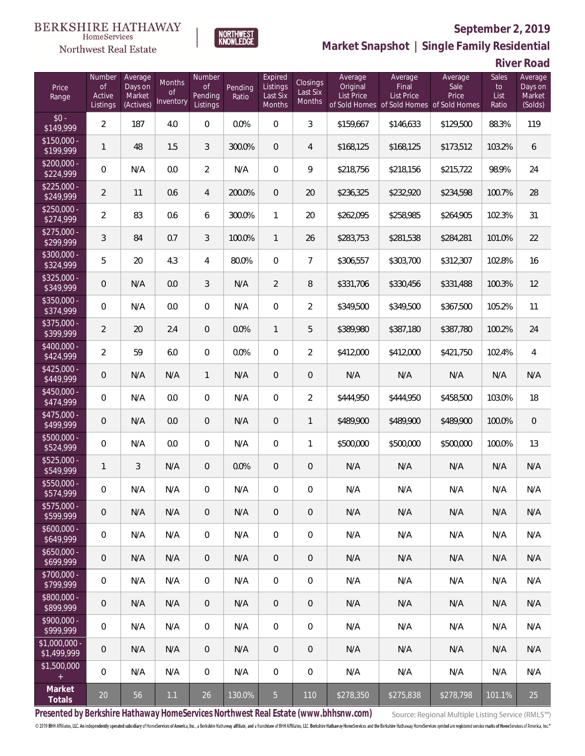BERKSHIRE HATHAWAY HomeServices

Northwest Real Estate

NORTHWEST KNOWLEDGE

**September 2, 2019**

**Market Snapshot | Single Family Residential**

**River Road**

| Price Range | Number of Active Listings | Average Days on Market (Actives) | Months of Inventory | Number of Pending Listings | Pending Ratio | Expired Listings Last Six Months | Closings Last Six Months | Average Original List Price of Sold Homes | Average Final List Price of Sold Homes | Average Sale Price of Sold Homes | Sales to List Ratio | Average Days on Market (Solds) |
|---|---|---|---|---|---|---|---|---|---|---|---|---|
| $0 - $149,999 | 2 | 187 | 4.0 | 0 | 0.0% | 0 | 3 | $159,667 | $146,633 | $129,500 | 88.3% | 119 |
| $150,000 - $199,999 | 1 | 48 | 1.5 | 3 | 300.0% | 0 | 4 | $168,125 | $168,125 | $173,512 | 103.2% | 6 |
| $200,000 - $224,999 | 0 | N/A | 0.0 | 2 | N/A | 0 | 9 | $218,756 | $218,156 | $215,722 | 98.9% | 24 |
| $225,000 - $249,999 | 2 | 11 | 0.6 | 4 | 200.0% | 0 | 20 | $236,325 | $232,920 | $234,598 | 100.7% | 28 |
| $250,000 - $274,999 | 2 | 83 | 0.6 | 6 | 300.0% | 1 | 20 | $262,095 | $258,985 | $264,905 | 102.3% | 31 |
| $275,000 - $299,999 | 3 | 84 | 0.7 | 3 | 100.0% | 1 | 26 | $283,753 | $281,538 | $284,281 | 101.0% | 22 |
| $300,000 - $324,999 | 5 | 20 | 4.3 | 4 | 80.0% | 0 | 7 | $306,557 | $303,700 | $312,307 | 102.8% | 16 |
| $325,000 - $349,999 | 0 | N/A | 0.0 | 3 | N/A | 2 | 8 | $331,706 | $330,456 | $331,488 | 100.3% | 12 |
| $350,000 - $374,999 | 0 | N/A | 0.0 | 0 | N/A | 0 | 2 | $349,500 | $349,500 | $367,500 | 105.2% | 11 |
| $375,000 - $399,999 | 2 | 20 | 2.4 | 0 | 0.0% | 1 | 5 | $389,980 | $387,180 | $387,780 | 100.2% | 24 |
| $400,000 - $424,999 | 2 | 59 | 6.0 | 0 | 0.0% | 0 | 2 | $412,000 | $412,000 | $421,750 | 102.4% | 4 |
| $425,000 - $449,999 | 0 | N/A | N/A | 1 | N/A | 0 | 0 | N/A | N/A | N/A | N/A | N/A |
| $450,000 - $474,999 | 0 | N/A | 0.0 | 0 | N/A | 0 | 2 | $444,950 | $444,950 | $458,500 | 103.0% | 18 |
| $475,000 - $499,999 | 0 | N/A | 0.0 | 0 | N/A | 0 | 1 | $489,900 | $489,900 | $489,900 | 100.0% | 0 |
| $500,000 - $524,999 | 0 | N/A | 0.0 | 0 | N/A | 0 | 1 | $500,000 | $500,000 | $500,000 | 100.0% | 13 |
| $525,000 - $549,999 | 1 | 3 | N/A | 0 | 0.0% | 0 | 0 | N/A | N/A | N/A | N/A | N/A |
| $550,000 - $574,999 | 0 | N/A | N/A | 0 | N/A | 0 | 0 | N/A | N/A | N/A | N/A | N/A |
| $575,000 - $599,999 | 0 | N/A | N/A | 0 | N/A | 0 | 0 | N/A | N/A | N/A | N/A | N/A |
| $600,000 - $649,999 | 0 | N/A | N/A | 0 | N/A | 0 | 0 | N/A | N/A | N/A | N/A | N/A |
| $650,000 - $699,999 | 0 | N/A | N/A | 0 | N/A | 0 | 0 | N/A | N/A | N/A | N/A | N/A |
| $700,000 - $799,999 | 0 | N/A | N/A | 0 | N/A | 0 | 0 | N/A | N/A | N/A | N/A | N/A |
| $800,000 - $899,999 | 0 | N/A | N/A | 0 | N/A | 0 | 0 | N/A | N/A | N/A | N/A | N/A |
| $900,000 - $999,999 | 0 | N/A | N/A | 0 | N/A | 0 | 0 | N/A | N/A | N/A | N/A | N/A |
| $1,000,000 - $1,499,999 | 0 | N/A | N/A | 0 | N/A | 0 | 0 | N/A | N/A | N/A | N/A | N/A |
| $1,500,000 + | 0 | N/A | N/A | 0 | N/A | 0 | 0 | N/A | N/A | N/A | N/A | N/A |
| **Market Totals** | 20 | 56 | 1.1 | 26 | 130.0% | 5 | 110 | $278,350 | $275,838 | $278,798 | 101.1% | 25 |

**Presented by Berkshire Hathaway HomeServices Northwest Real Estate (www.bhhsnw.com)**

Source: Regional Multiple Listing Service (RMLS™)

© 2019 BHH Affiliates, LLC. An independently operated subsidiary of HomeServices of America, Inc., a Berkshire Hathaway affiliate, and a franchisee of BHH Affiliates, LLC. Berkshire Hathaway HomeServices and the Berkshire Hathaway HomeServices symbol are registered service marks of HomeServices of America, Inc.®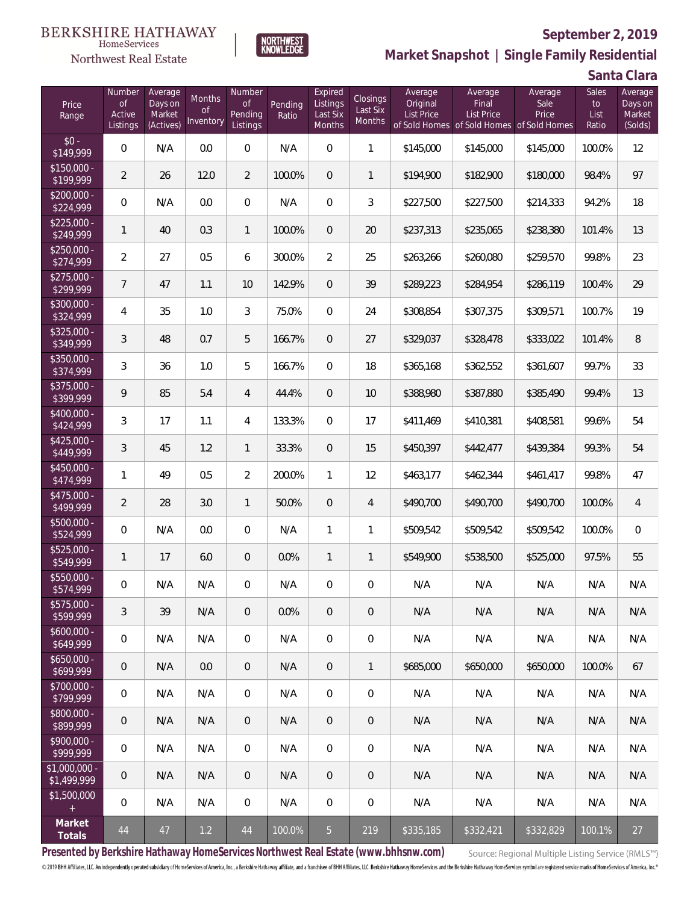BERKSHIRE HATHAWAY HomeServices Northwest Real Estate | NORTHWEST KNOWLEDGE

# September 2, 2019

## Market Snapshot | Single Family Residential

## Santa Clara

| Price Range | Number of Active Listings | Average Days on Market (Actives) | Months of Inventory | Number of Pending Listings | Pending Ratio | Expired Listings Last Six Months | Closings Last Six Months | Average Original List Price of Sold Homes | Average Final List Price of Sold Homes | Average Sale Price of Sold Homes | Sales to List Ratio | Average Days on Market (Solds) |
|---|---|---|---|---|---|---|---|---|---|---|---|---|
| $0 - $149,999 | 0 | N/A | 0.0 | 0 | N/A | 0 | 1 | $145,000 | $145,000 | $145,000 | 100.0% | 12 |
| $150,000 - $199,999 | 2 | 26 | 12.0 | 2 | 100.0% | 0 | 1 | $194,900 | $182,900 | $180,000 | 98.4% | 97 |
| $200,000 - $224,999 | 0 | N/A | 0.0 | 0 | N/A | 0 | 3 | $227,500 | $227,500 | $214,333 | 94.2% | 18 |
| $225,000 - $249,999 | 1 | 40 | 0.3 | 1 | 100.0% | 0 | 20 | $237,313 | $235,065 | $238,380 | 101.4% | 13 |
| $250,000 - $274,999 | 2 | 27 | 0.5 | 6 | 300.0% | 2 | 25 | $263,266 | $260,080 | $259,570 | 99.8% | 23 |
| $275,000 - $299,999 | 7 | 47 | 1.1 | 10 | 142.9% | 0 | 39 | $289,223 | $284,954 | $286,119 | 100.4% | 29 |
| $300,000 - $324,999 | 4 | 35 | 1.0 | 3 | 75.0% | 0 | 24 | $308,854 | $307,375 | $309,571 | 100.7% | 19 |
| $325,000 - $349,999 | 3 | 48 | 0.7 | 5 | 166.7% | 0 | 27 | $329,037 | $328,478 | $333,022 | 101.4% | 8 |
| $350,000 - $374,999 | 3 | 36 | 1.0 | 5 | 166.7% | 0 | 18 | $365,168 | $362,552 | $361,607 | 99.7% | 33 |
| $375,000 - $399,999 | 9 | 85 | 5.4 | 4 | 44.4% | 0 | 10 | $388,980 | $387,880 | $385,490 | 99.4% | 13 |
| $400,000 - $424,999 | 3 | 17 | 1.1 | 4 | 133.3% | 0 | 17 | $411,469 | $410,381 | $408,581 | 99.6% | 54 |
| $425,000 - $449,999 | 3 | 45 | 1.2 | 1 | 33.3% | 0 | 15 | $450,397 | $442,477 | $439,384 | 99.3% | 54 |
| $450,000 - $474,999 | 1 | 49 | 0.5 | 2 | 200.0% | 1 | 12 | $463,177 | $462,344 | $461,417 | 99.8% | 47 |
| $475,000 - $499,999 | 2 | 28 | 3.0 | 1 | 50.0% | 0 | 4 | $490,700 | $490,700 | $490,700 | 100.0% | 4 |
| $500,000 - $524,999 | 0 | N/A | 0.0 | 0 | N/A | 1 | 1 | $509,542 | $509,542 | $509,542 | 100.0% | 0 |
| $525,000 - $549,999 | 1 | 17 | 6.0 | 0 | 0.0% | 1 | 1 | $549,900 | $538,500 | $525,000 | 97.5% | 55 |
| $550,000 - $574,999 | 0 | N/A | N/A | 0 | N/A | 0 | 0 | N/A | N/A | N/A | N/A | N/A |
| $575,000 - $599,999 | 3 | 39 | N/A | 0 | 0.0% | 0 | 0 | N/A | N/A | N/A | N/A | N/A |
| $600,000 - $649,999 | 0 | N/A | N/A | 0 | N/A | 0 | 0 | N/A | N/A | N/A | N/A | N/A |
| $650,000 - $699,999 | 0 | N/A | 0.0 | 0 | N/A | 0 | 1 | $685,000 | $650,000 | $650,000 | 100.0% | 67 |
| $700,000 - $799,999 | 0 | N/A | N/A | 0 | N/A | 0 | 0 | N/A | N/A | N/A | N/A | N/A |
| $800,000 - $899,999 | 0 | N/A | N/A | 0 | N/A | 0 | 0 | N/A | N/A | N/A | N/A | N/A |
| $900,000 - $999,999 | 0 | N/A | N/A | 0 | N/A | 0 | 0 | N/A | N/A | N/A | N/A | N/A |
| $1,000,000 - $1,499,999 | 0 | N/A | N/A | 0 | N/A | 0 | 0 | N/A | N/A | N/A | N/A | N/A |
| $1,500,000 + | 0 | N/A | N/A | 0 | N/A | 0 | 0 | N/A | N/A | N/A | N/A | N/A |
| **Market Totals** | 44 | 47 | 1.2 | 44 | 100.0% | 5 | 219 | $335,185 | $332,421 | $332,829 | 100.1% | 27 |

**Presented by Berkshire Hathaway HomeServices Northwest Real Estate (www.bhhsnw.com)** Source: Regional Multiple Listing Service (RMLS™)

© 2019 BHH Affiliates, LLC. An independently operated subsidiary of HomeServices of America, Inc., a Berkshire Hathaway affiliate, and a franchisee of BHH Affiliates, LLC. Berkshire Hathaway HomeServices and the Berkshire Hathaway HomeServices symbol are registered service marks of HomeServices of America, Inc.®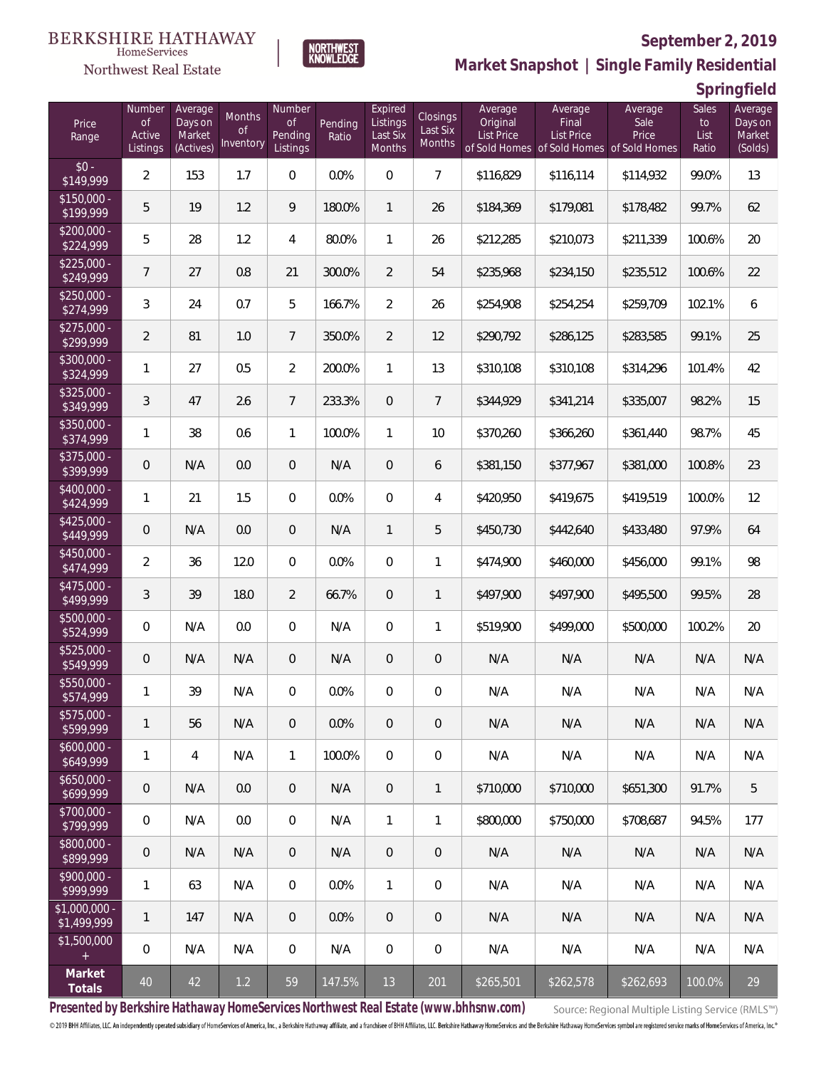BERKSHIRE HATHAWAY HomeServices Northwest Real Estate

NORTHWEST KNOWLEDGE

## September 2, 2019

## Market Snapshot | Single Family Residential

## Springfield

| Price Range | Number of Active Listings | Average Days on Market (Actives) | Months of Inventory | Number of Pending Listings | Pending Ratio | Expired Listings Last Six Months | Closings Last Six Months | Average Original List Price of Sold Homes | Average Final List Price of Sold Homes | Average Sale Price of Sold Homes | Sales to List Ratio | Average Days on Market (Solds) |
|---|---|---|---|---|---|---|---|---|---|---|---|---|
| $0 - $149,999 | 2 | 153 | 1.7 | 0 | 0.0% | 0 | 7 | $116,829 | $116,114 | $114,932 | 99.0% | 13 |
| $150,000 - $199,999 | 5 | 19 | 1.2 | 9 | 180.0% | 1 | 26 | $184,369 | $179,081 | $178,482 | 99.7% | 62 |
| $200,000 - $224,999 | 5 | 28 | 1.2 | 4 | 80.0% | 1 | 26 | $212,285 | $210,073 | $211,339 | 100.6% | 20 |
| $225,000 - $249,999 | 7 | 27 | 0.8 | 21 | 300.0% | 2 | 54 | $235,968 | $234,150 | $235,512 | 100.6% | 22 |
| $250,000 - $274,999 | 3 | 24 | 0.7 | 5 | 166.7% | 2 | 26 | $254,908 | $254,254 | $259,709 | 102.1% | 6 |
| $275,000 - $299,999 | 2 | 81 | 1.0 | 7 | 350.0% | 2 | 12 | $290,792 | $286,125 | $283,585 | 99.1% | 25 |
| $300,000 - $324,999 | 1 | 27 | 0.5 | 2 | 200.0% | 1 | 13 | $310,108 | $310,108 | $314,296 | 101.4% | 42 |
| $325,000 - $349,999 | 3 | 47 | 2.6 | 7 | 233.3% | 0 | 7 | $344,929 | $341,214 | $335,007 | 98.2% | 15 |
| $350,000 - $374,999 | 1 | 38 | 0.6 | 1 | 100.0% | 1 | 10 | $370,260 | $366,260 | $361,440 | 98.7% | 45 |
| $375,000 - $399,999 | 0 | N/A | 0.0 | 0 | N/A | 0 | 6 | $381,150 | $377,967 | $381,000 | 100.8% | 23 |
| $400,000 - $424,999 | 1 | 21 | 1.5 | 0 | 0.0% | 0 | 4 | $420,950 | $419,675 | $419,519 | 100.0% | 12 |
| $425,000 - $449,999 | 0 | N/A | 0.0 | 0 | N/A | 1 | 5 | $450,730 | $442,640 | $433,480 | 97.9% | 64 |
| $450,000 - $474,999 | 2 | 36 | 12.0 | 0 | 0.0% | 0 | 1 | $474,900 | $460,000 | $456,000 | 99.1% | 98 |
| $475,000 - $499,999 | 3 | 39 | 18.0 | 2 | 66.7% | 0 | 1 | $497,900 | $497,900 | $495,500 | 99.5% | 28 |
| $500,000 - $524,999 | 0 | N/A | 0.0 | 0 | N/A | 0 | 1 | $519,900 | $499,000 | $500,000 | 100.2% | 20 |
| $525,000 - $549,999 | 0 | N/A | N/A | 0 | N/A | 0 | 0 | N/A | N/A | N/A | N/A | N/A |
| $550,000 - $574,999 | 1 | 39 | N/A | 0 | 0.0% | 0 | 0 | N/A | N/A | N/A | N/A | N/A |
| $575,000 - $599,999 | 1 | 56 | N/A | 0 | 0.0% | 0 | 0 | N/A | N/A | N/A | N/A | N/A |
| $600,000 - $649,999 | 1 | 4 | N/A | 1 | 100.0% | 0 | 0 | N/A | N/A | N/A | N/A | N/A |
| $650,000 - $699,999 | 0 | N/A | 0.0 | 0 | N/A | 0 | 1 | $710,000 | $710,000 | $651,300 | 91.7% | 5 |
| $700,000 - $799,999 | 0 | N/A | 0.0 | 0 | N/A | 1 | 1 | $800,000 | $750,000 | $708,687 | 94.5% | 177 |
| $800,000 - $899,999 | 0 | N/A | N/A | 0 | N/A | 0 | 0 | N/A | N/A | N/A | N/A | N/A |
| $900,000 - $999,999 | 1 | 63 | N/A | 0 | 0.0% | 1 | 0 | N/A | N/A | N/A | N/A | N/A |
| $1,000,000 - $1,499,999 | 1 | 147 | N/A | 0 | 0.0% | 0 | 0 | N/A | N/A | N/A | N/A | N/A |
| $1,500,000 + | 0 | N/A | N/A | 0 | N/A | 0 | 0 | N/A | N/A | N/A | N/A | N/A |
| **Market Totals** | 40 | 42 | 1.2 | 59 | 147.5% | 13 | 201 | $265,501 | $262,578 | $262,693 | 100.0% | 29 |

**Presented by Berkshire Hathaway HomeServices Northwest Real Estate (www.bhhsnw.com)**

Source: Regional Multiple Listing Service (RMLS™)

© 2019 BHH Affiliates, LLC. An independently operated subsidiary of HomeServices of America, Inc., a Berkshire Hathaway affiliate, and a franchisee of BHH Affiliates, LLC. Berkshire Hathaway HomeServices and the Berkshire Hathaway HomeServices symbol are registered service marks of HomeServices of America, Inc.®